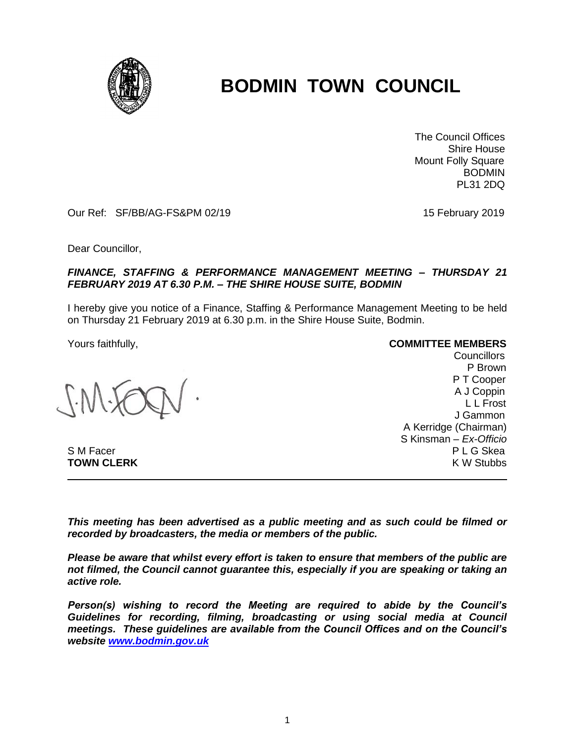# BODMIN TOWN COUNCIL

The Council Offices
Shire House
Mount Folly Square
BODMIN
PL31 2DQ

Our Ref: SF/BB/AG-FS&PM 02/19

15 February 2019

Dear Councillor,

***FINANCE, STAFFING & PERFORMANCE MANAGEMENT MEETING – THURSDAY 21 FEBRUARY 2019 AT 6.30 P.M. – THE SHIRE HOUSE SUITE, BODMIN***

I hereby give you notice of a Finance, Staffing & Performance Management Meeting to be held on Thursday 21 February 2019 at 6.30 p.m. in the Shire House Suite, Bodmin.

Yours faithfully,

S M Facer
**TOWN CLERK**

**COMMITTEE MEMBERS**
Councillors
P Brown
P T Cooper
A J Coppin
L L Frost
J Gammon
A Kerridge (Chairman)
S Kinsman – *Ex-Officio*
P L G Skea
K W Stubbs

---

***This meeting has been advertised as a public meeting and as such could be filmed or recorded by broadcasters, the media or members of the public.***

***Please be aware that whilst every effort is taken to ensure that members of the public are not filmed, the Council cannot guarantee this, especially if you are speaking or taking an active role.***

***Person(s) wishing to record the Meeting are required to abide by the Council's Guidelines for recording, filming, broadcasting or using social media at Council meetings. These guidelines are available from the Council Offices and on the Council's website [www.bodmin.gov.uk](http://www.bodmin.gov.uk)***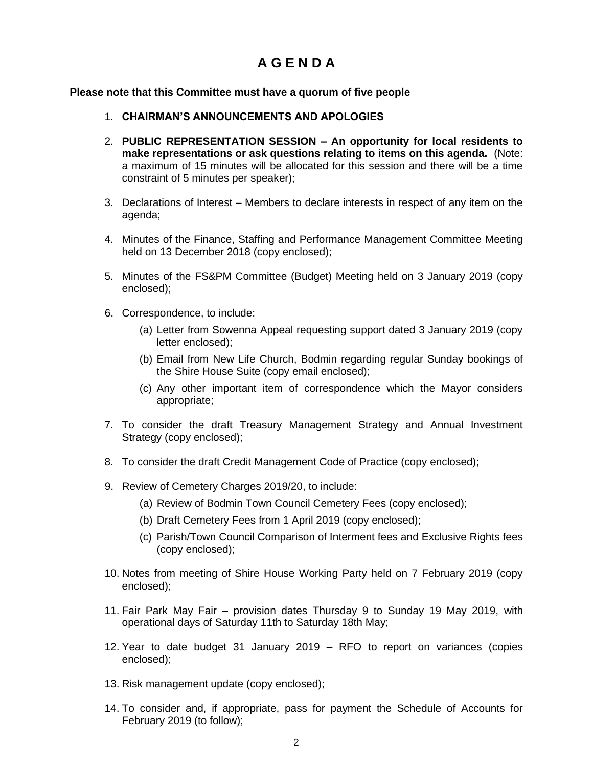# A G E N D A

**Please note that this Committee must have a quorum of five people**

1. **CHAIRMAN'S ANNOUNCEMENTS AND APOLOGIES**

2. **PUBLIC REPRESENTATION SESSION – An opportunity for local residents to make representations or ask questions relating to items on this agenda.** (Note: a maximum of 15 minutes will be allocated for this session and there will be a time constraint of 5 minutes per speaker);

3. Declarations of Interest – Members to declare interests in respect of any item on the agenda;

4. Minutes of the Finance, Staffing and Performance Management Committee Meeting held on 13 December 2018 (copy enclosed);

5. Minutes of the FS&PM Committee (Budget) Meeting held on 3 January 2019 (copy enclosed);

6. Correspondence, to include:
   - (a) Letter from Sowenna Appeal requesting support dated 3 January 2019 (copy letter enclosed);
   - (b) Email from New Life Church, Bodmin regarding regular Sunday bookings of the Shire House Suite (copy email enclosed);
   - (c) Any other important item of correspondence which the Mayor considers appropriate;

7. To consider the draft Treasury Management Strategy and Annual Investment Strategy (copy enclosed);

8. To consider the draft Credit Management Code of Practice (copy enclosed);

9. Review of Cemetery Charges 2019/20, to include:
   - (a) Review of Bodmin Town Council Cemetery Fees (copy enclosed);
   - (b) Draft Cemetery Fees from 1 April 2019 (copy enclosed);
   - (c) Parish/Town Council Comparison of Interment fees and Exclusive Rights fees (copy enclosed);

10. Notes from meeting of Shire House Working Party held on 7 February 2019 (copy enclosed);

11. Fair Park May Fair – provision dates Thursday 9 to Sunday 19 May 2019, with operational days of Saturday 11th to Saturday 18th May;

12. Year to date budget 31 January 2019 – RFO to report on variances (copies enclosed);

13. Risk management update (copy enclosed);

14. To consider and, if appropriate, pass for payment the Schedule of Accounts for February 2019 (to follow);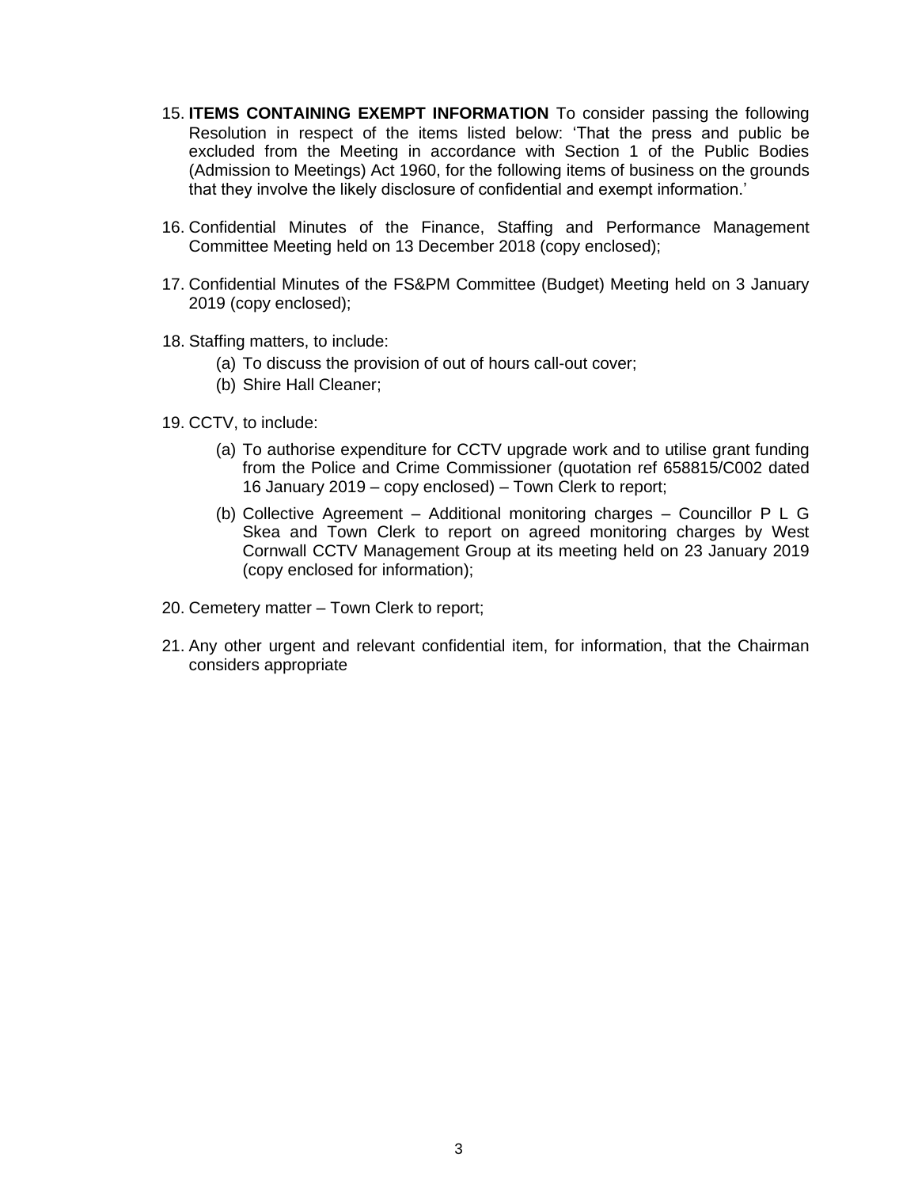15. **ITEMS CONTAINING EXEMPT INFORMATION** To consider passing the following Resolution in respect of the items listed below: 'That the press and public be excluded from the Meeting in accordance with Section 1 of the Public Bodies (Admission to Meetings) Act 1960, for the following items of business on the grounds that they involve the likely disclosure of confidential and exempt information.'

16. Confidential Minutes of the Finance, Staffing and Performance Management Committee Meeting held on 13 December 2018 (copy enclosed);

17. Confidential Minutes of the FS&PM Committee (Budget) Meeting held on 3 January 2019 (copy enclosed);

18. Staffing matters, to include:
    (a) To discuss the provision of out of hours call-out cover;
    (b) Shire Hall Cleaner;

19. CCTV, to include:
    (a) To authorise expenditure for CCTV upgrade work and to utilise grant funding from the Police and Crime Commissioner (quotation ref 658815/C002 dated 16 January 2019 – copy enclosed) – Town Clerk to report;
    (b) Collective Agreement – Additional monitoring charges – Councillor P L G Skea and Town Clerk to report on agreed monitoring charges by West Cornwall CCTV Management Group at its meeting held on 23 January 2019 (copy enclosed for information);

20. Cemetery matter – Town Clerk to report;

21. Any other urgent and relevant confidential item, for information, that the Chairman considers appropriate